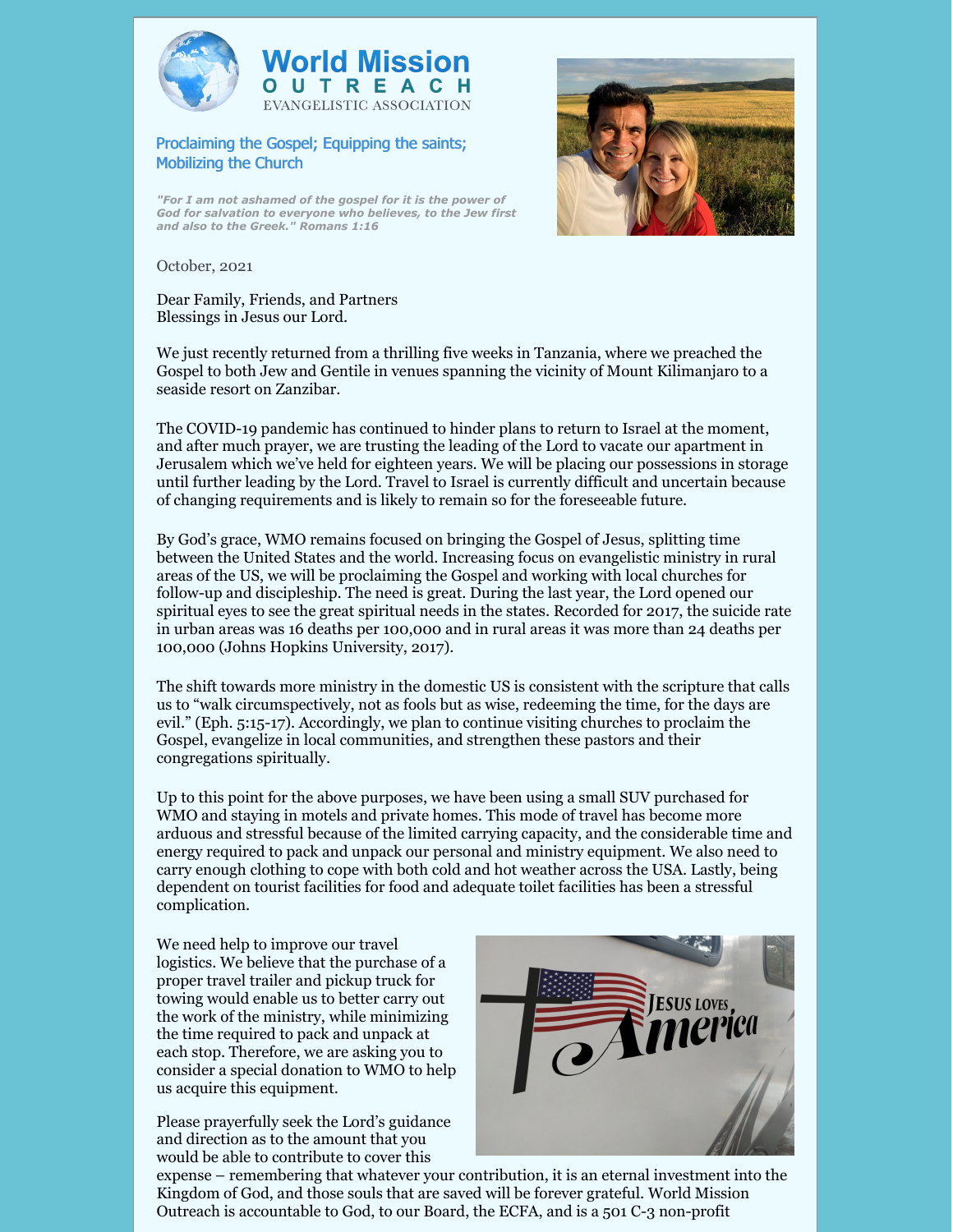# World Mission OUTREACH

EVANGELISTIC ASSOCIATION

## Proclaiming the Gospel; Equipping the saints; Mobilizing the Church

***"For I am not ashamed of the gospel for it is the power of God for salvation to everyone who believes, to the Jew first and also to the Greek." Romans 1:16***

October, 2021

Dear Family, Friends, and Partners
Blessings in Jesus our Lord.

We just recently returned from a thrilling five weeks in Tanzania, where we preached the Gospel to both Jew and Gentile in venues spanning the vicinity of Mount Kilimanjaro to a seaside resort on Zanzibar.

The COVID-19 pandemic has continued to hinder plans to return to Israel at the moment, and after much prayer, we are trusting the leading of the Lord to vacate our apartment in Jerusalem which we've held for eighteen years. We will be placing our possessions in storage until further leading by the Lord. Travel to Israel is currently difficult and uncertain because of changing requirements and is likely to remain so for the foreseeable future.

By God's grace, WMO remains focused on bringing the Gospel of Jesus, splitting time between the United States and the world. Increasing focus on evangelistic ministry in rural areas of the US, we will be proclaiming the Gospel and working with local churches for follow-up and discipleship. The need is great. During the last year, the Lord opened our spiritual eyes to see the great spiritual needs in the states. Recorded for 2017, the suicide rate in urban areas was 16 deaths per 100,000 and in rural areas it was more than 24 deaths per 100,000 (Johns Hopkins University, 2017).

The shift towards more ministry in the domestic US is consistent with the scripture that calls us to "walk circumspectively, not as fools but as wise, redeeming the time, for the days are evil." (Eph. 5:15-17). Accordingly, we plan to continue visiting churches to proclaim the Gospel, evangelize in local communities, and strengthen these pastors and their congregations spiritually.

Up to this point for the above purposes, we have been using a small SUV purchased for WMO and staying in motels and private homes. This mode of travel has become more arduous and stressful because of the limited carrying capacity, and the considerable time and energy required to pack and unpack our personal and ministry equipment. We also need to carry enough clothing to cope with both cold and hot weather across the USA. Lastly, being dependent on tourist facilities for food and adequate toilet facilities has been a stressful complication.

We need help to improve our travel logistics. We believe that the purchase of a proper travel trailer and pickup truck for towing would enable us to better carry out the work of the ministry, while minimizing the time required to pack and unpack at each stop. Therefore, we are asking you to consider a special donation to WMO to help us acquire this equipment.

Please prayerfully seek the Lord's guidance and direction as to the amount that you would be able to contribute to cover this expense – remembering that whatever your contribution, it is an eternal investment into the Kingdom of God, and those souls that are saved will be forever grateful. World Mission Outreach is accountable to God, to our Board, the ECFA, and is a 501 C-3 non-profit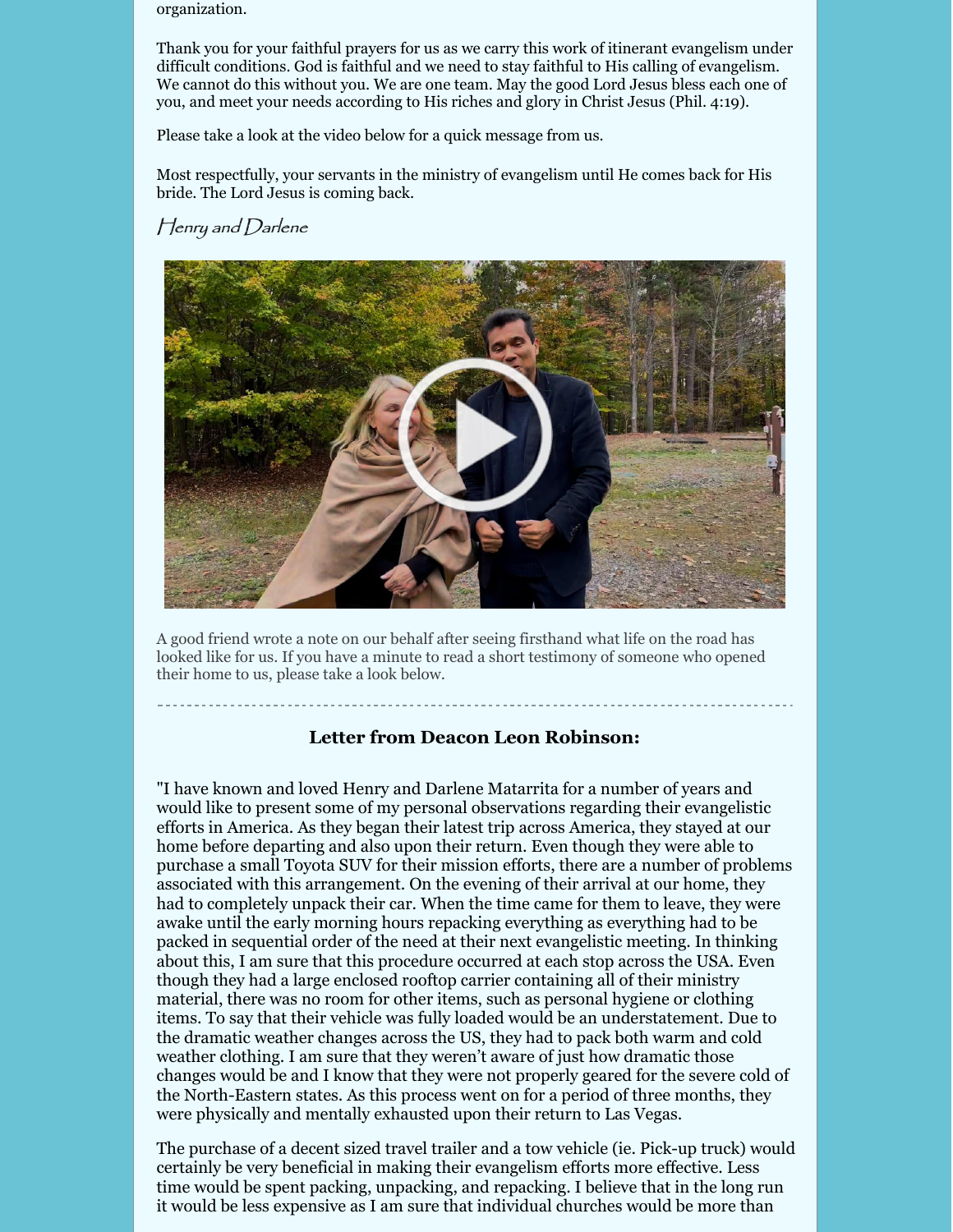organization.

Thank you for your faithful prayers for us as we carry this work of itinerant evangelism under difficult conditions. God is faithful and we need to stay faithful to His calling of evangelism. We cannot do this without you. We are one team. May the good Lord Jesus bless each one of you, and meet your needs according to His riches and glory in Christ Jesus (Phil. 4:19).

Please take a look at the video below for a quick message from us.

Most respectfully, your servants in the ministry of evangelism until He comes back for His bride. The Lord Jesus is coming back.

*Henry and Darlene*

A good friend wrote a note on our behalf after seeing firsthand what life on the road has looked like for us. If you have a minute to read a short testimony of someone who opened their home to us, please take a look below.

---

### Letter from Deacon Leon Robinson:

"I have known and loved Henry and Darlene Matarrita for a number of years and would like to present some of my personal observations regarding their evangelistic efforts in America. As they began their latest trip across America, they stayed at our home before departing and also upon their return. Even though they were able to purchase a small Toyota SUV for their mission efforts, there are a number of problems associated with this arrangement. On the evening of their arrival at our home, they had to completely unpack their car. When the time came for them to leave, they were awake until the early morning hours repacking everything as everything had to be packed in sequential order of the need at their next evangelistic meeting. In thinking about this, I am sure that this procedure occurred at each stop across the USA. Even though they had a large enclosed rooftop carrier containing all of their ministry material, there was no room for other items, such as personal hygiene or clothing items. To say that their vehicle was fully loaded would be an understatement. Due to the dramatic weather changes across the US, they had to pack both warm and cold weather clothing. I am sure that they weren't aware of just how dramatic those changes would be and I know that they were not properly geared for the severe cold of the North-Eastern states. As this process went on for a period of three months, they were physically and mentally exhausted upon their return to Las Vegas.

The purchase of a decent sized travel trailer and a tow vehicle (ie. Pick-up truck) would certainly be very beneficial in making their evangelism efforts more effective. Less time would be spent packing, unpacking, and repacking. I believe that in the long run it would be less expensive as I am sure that individual churches would be more than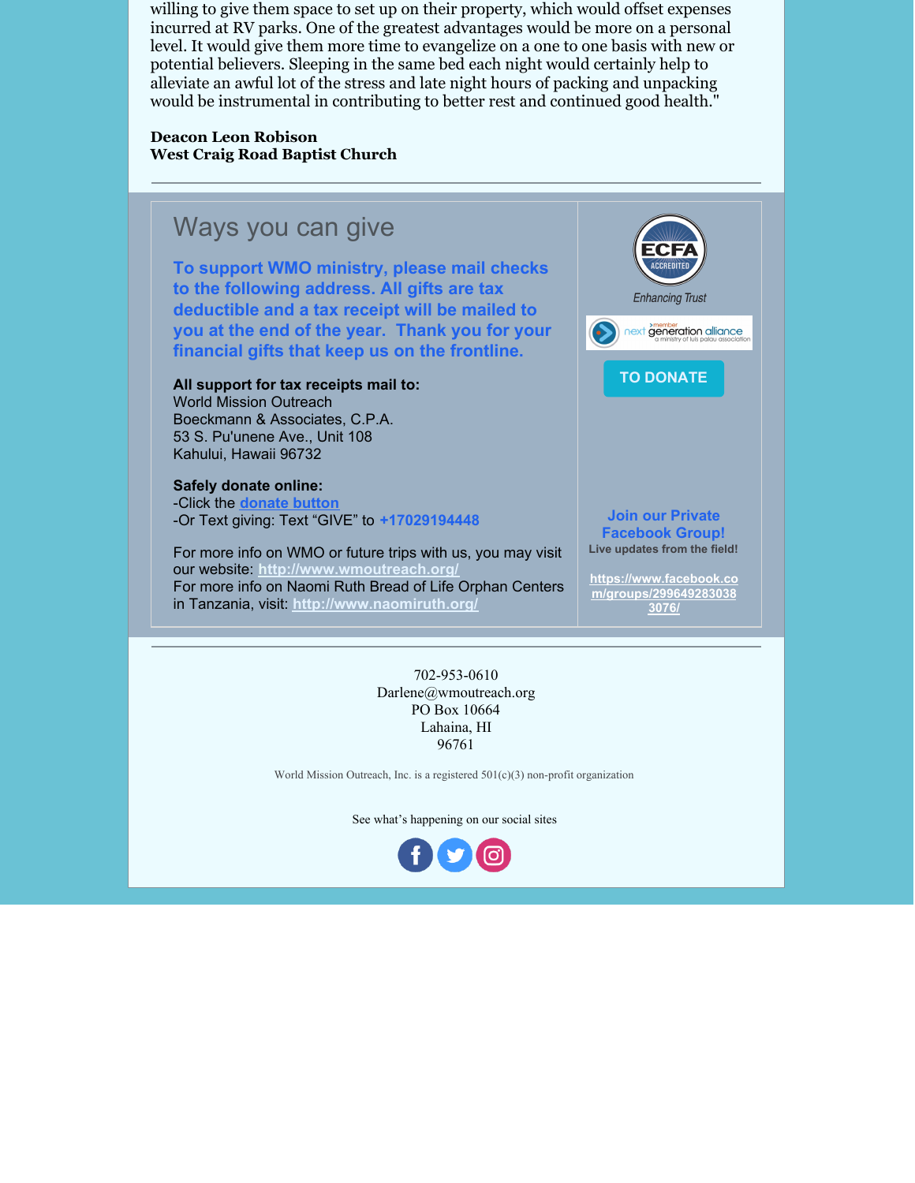willing to give them space to set up on their property, which would offset expenses incurred at RV parks. One of the greatest advantages would be more on a personal level. It would give them more time to evangelize on a one to one basis with new or potential believers. Sleeping in the same bed each night would certainly help to alleviate an awful lot of the stress and late night hours of packing and unpacking would be instrumental in contributing to better rest and continued good health."

**Deacon Leon Robison**
**West Craig Road Baptist Church**

## Ways you can give

**To support WMO ministry, please mail checks to the following address. All gifts are tax deductible and a tax receipt will be mailed to you at the end of the year. Thank you for your financial gifts that keep us on the frontline.**

**All support for tax receipts mail to:**
World Mission Outreach
Boeckmann & Associates, C.P.A.
53 S. Pu'unene Ave., Unit 108
Kahului, Hawaii 96732

**Safely donate online:**
-Click the donate button
-Or Text giving: Text "GIVE" to +17029194448

For more info on WMO or future trips with us, you may visit our website: http://www.wmoutreach.org/
For more info on Naomi Ruth Bread of Life Orphan Centers in Tanzania, visit: http://www.naomiruth.org/

ECFA ACCREDITED
Enhancing Trust

member next generation alliance a ministry of luis palau association

TO DONATE

**Join our Private Facebook Group!**
**Live updates from the field!**

https://www.facebook.com/groups/2996492830383076/

702-953-0610
Darlene@wmoutreach.org
PO Box 10664
Lahaina, HI
96761

World Mission Outreach, Inc. is a registered 501(c)(3) non-profit organization

See what's happening on our social sites